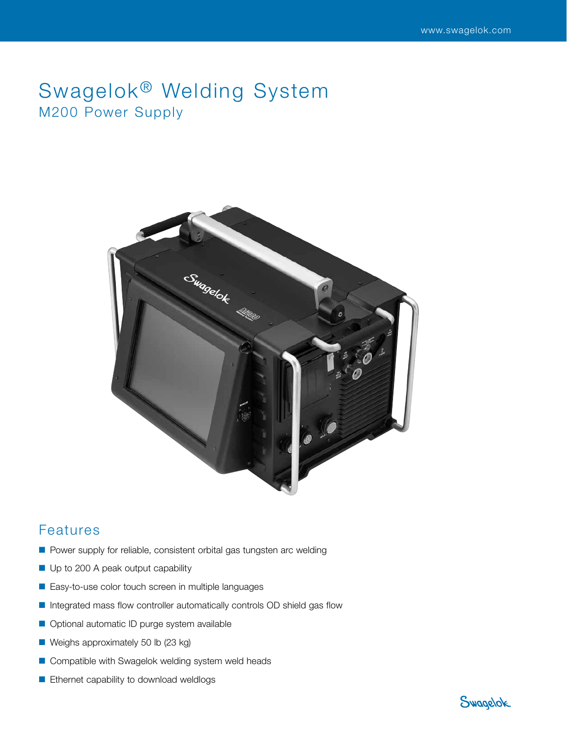# Swagelok® Welding System

## M200 Power Supply

## Features

- Power supply for reliable, consistent orbital gas tungsten arc welding
- Up to 200 A peak output capability
- Easy-to-use color touch screen in multiple languages
- Integrated mass flow controller automatically controls OD shield gas flow
- Optional automatic ID purge system available
- Weighs approximately 50 lb (23 kg)
- Compatible with Swagelok welding system weld heads
- Ethernet capability to download weldlogs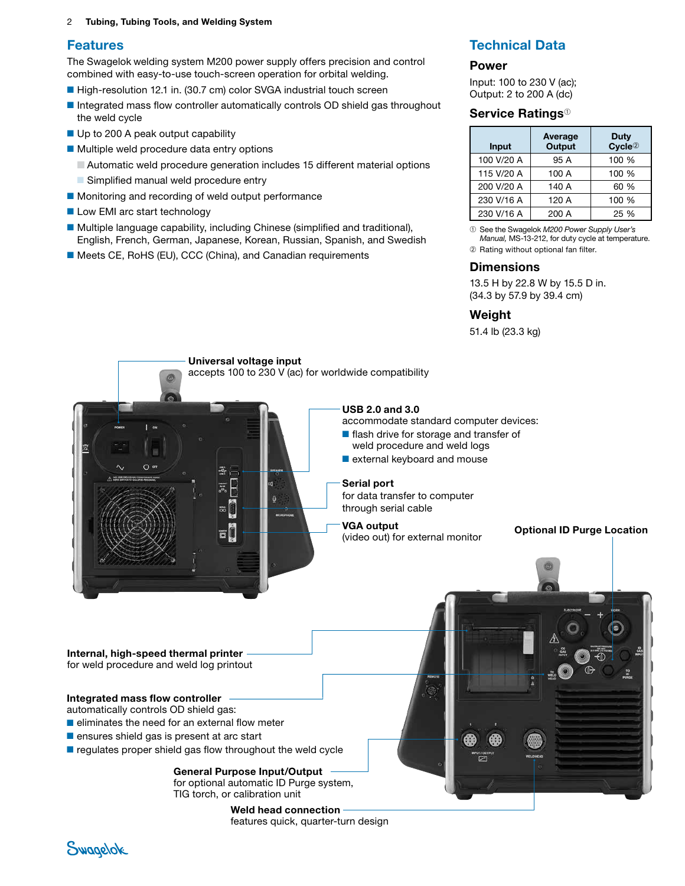## Features

The Swagelok welding system M200 power supply offers precision and control combined with easy-to-use touch-screen operation for orbital welding.

- High-resolution 12.1 in. (30.7 cm) color SVGA industrial touch screen
- Integrated mass flow controller automatically controls OD shield gas throughout the weld cycle
- Up to 200 A peak output capability
- Multiple weld procedure data entry options
  - Automatic weld procedure generation includes 15 different material options
  - Simplified manual weld procedure entry
- Monitoring and recording of weld output performance
- Low EMI arc start technology
- Multiple language capability, including Chinese (simplified and traditional), English, French, German, Japanese, Korean, Russian, Spanish, and Swedish
- Meets CE, RoHS (EU), CCC (China), and Canadian requirements

## Technical Data

### Power

Input: 100 to 230 V (ac);
Output: 2 to 200 A (dc)

### Service Ratings[1]

| Input | Average Output | Duty Cycle[2] |
|---|---|---|
| 100 V/20 A | 95 A | 100 % |
| 115 V/20 A | 100 A | 100 % |
| 200 V/20 A | 140 A | 60 % |
| 230 V/16 A | 120 A | 100 % |
| 230 V/16 A | 200 A | 25 % |

① See the Swagelok *M200 Power Supply User's Manual,* MS-13-212, for duty cycle at temperature.
② Rating without optional fan filter.

### Dimensions

13.5 H by 22.8 W by 15.5 D in.
(34.3 by 57.9 by 39.4 cm)

### Weight

51.4 lb (23.3 kg)

**Universal voltage input**
accepts 100 to 230 V (ac) for worldwide compatibility

**USB 2.0 and 3.0**
accommodate standard computer devices:
- flash drive for storage and transfer of weld procedure and weld logs
- external keyboard and mouse

**Serial port**
for data transfer to computer through serial cable

**VGA output**
(video out) for external monitor

**Optional ID Purge Location**

**Internal, high-speed thermal printer**
for weld procedure and weld log printout

**Integrated mass flow controller**
automatically controls OD shield gas:
- eliminates the need for an external flow meter
- ensures shield gas is present at arc start
- regulates proper shield gas flow throughout the weld cycle

**General Purpose Input/Output**
for optional automatic ID Purge system, TIG torch, or calibration unit

**Weld head connection**
features quick, quarter-turn design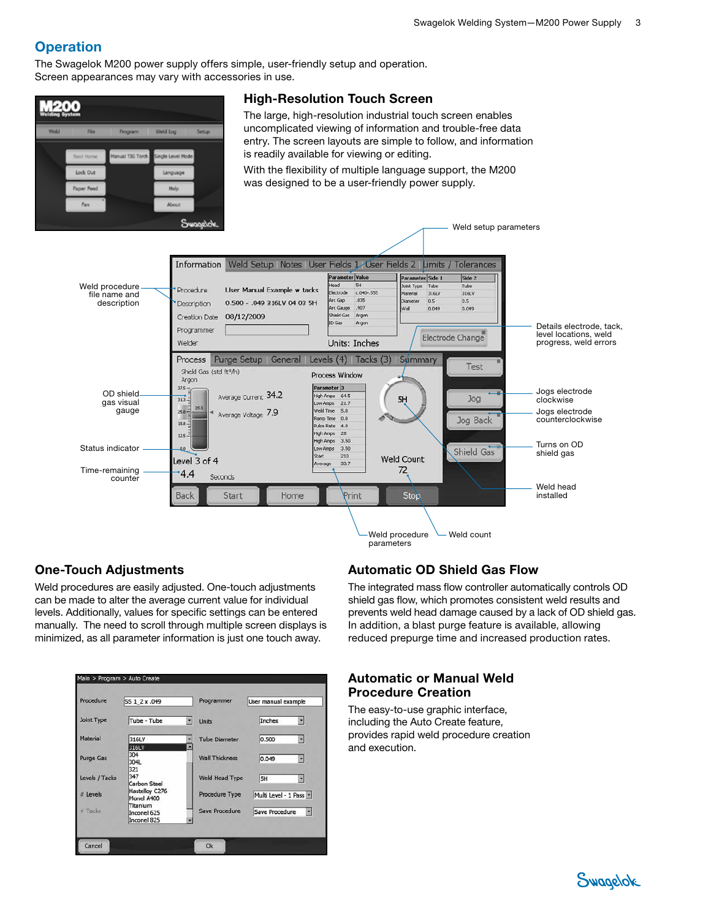## Operation

The Swagelok M200 power supply offers simple, user-friendly setup and operation. Screen appearances may vary with accessories in use.

### High-Resolution Touch Screen

The large, high-resolution industrial touch screen enables uncomplicated viewing of information and trouble-free data entry. The screen layouts are simple to follow, and information is readily available for viewing or editing.

With the flexibility of multiple language support, the M200 was designed to be a user-friendly power supply.

Weld setup parameters

Weld procedure file name and description

Details electrode, tack, level locations, weld progress, weld errors

OD shield gas visual gauge

Jogs electrode clockwise

Jogs electrode counterclockwise

Status indicator

Turns on OD shield gas

Time-remaining counter

Weld head installed

Weld procedure parameters

Weld count

### One-Touch Adjustments

Weld procedures are easily adjusted. One-touch adjustments can be made to alter the average current value for individual levels. Additionally, values for specific settings can be entered manually. The need to scroll through multiple screen displays is minimized, as all parameter information is just one touch away.

### Automatic OD Shield Gas Flow

The integrated mass flow controller automatically controls OD shield gas flow, which promotes consistent weld results and prevents weld head damage caused by a lack of OD shield gas. In addition, a blast purge feature is available, allowing reduced prepurge time and increased production rates.

### Automatic or Manual Weld Procedure Creation

The easy-to-use graphic interface, including the Auto Create feature, provides rapid weld procedure creation and execution.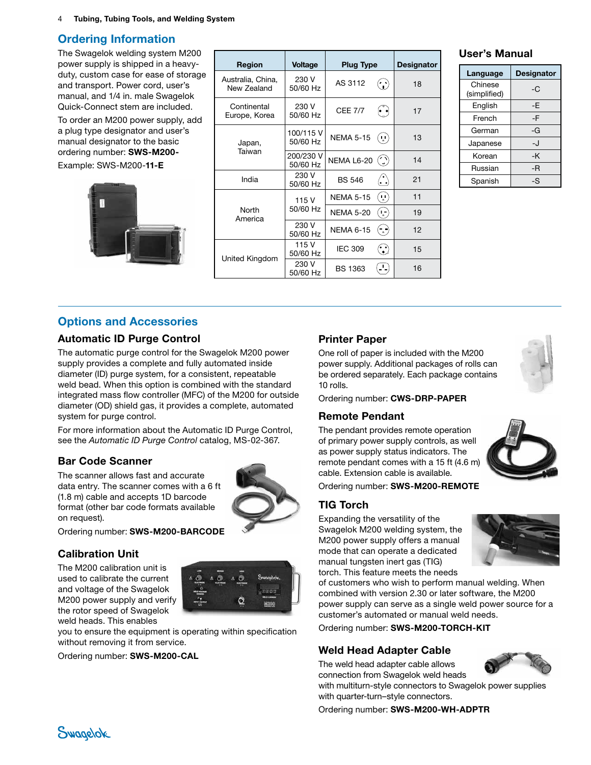## Ordering Information

The Swagelok welding system M200 power supply is shipped in a heavy-duty, custom case for ease of storage and transport. Power cord, user's manual, and 1/4 in. male Swagelok Quick-Connect stem are included.

To order an M200 power supply, add a plug type designator and user's manual designator to the basic ordering number: **SWS-M200-**

Example: SWS-M200-**11-E**

| Region | Voltage | Plug Type | Designator |
|---|---|---|---|
| Australia, China, New Zealand | 230 V 50/60 Hz | AS 3112 | 18 |
| Continental Europe, Korea | 230 V 50/60 Hz | CEE 7/7 | 17 |
| Japan, Taiwan | 100/115 V 50/60 Hz | NEMA 5-15 | 13 |
| | 200/230 V 50/60 Hz | NEMA L6-20 | 14 |
| India | 230 V 50/60 Hz | BS 546 | 21 |
| North America | 115 V 50/60 Hz | NEMA 5-15 | 11 |
| | | NEMA 5-20 | 19 |
| | 230 V 50/60 Hz | NEMA 6-15 | 12 |
| United Kingdom | 115 V 50/60 Hz | IEC 309 | 15 |
| | 230 V 50/60 Hz | BS 1363 | 16 |

### User's Manual

| Language | Designator |
|---|---|
| Chinese (simplified) | -C |
| English | -E |
| French | -F |
| German | -G |
| Japanese | -J |
| Korean | -K |
| Russian | -R |
| Spanish | -S |

## Options and Accessories

### Automatic ID Purge Control

The automatic purge control for the Swagelok M200 power supply provides a complete and fully automated inside diameter (ID) purge system, for a consistent, repeatable weld bead. When this option is combined with the standard integrated mass flow controller (MFC) of the M200 for outside diameter (OD) shield gas, it provides a complete, automated system for purge control.

For more information about the Automatic ID Purge Control, see the *Automatic ID Purge Control* catalog, MS-02-367.

### Bar Code Scanner

The scanner allows fast and accurate data entry. The scanner comes with a 6 ft (1.8 m) cable and accepts 1D barcode format (other bar code formats available on request).

Ordering number: **SWS-M200-BARCODE**

### Calibration Unit

The M200 calibration unit is used to calibrate the current and voltage of the Swagelok M200 power supply and verify the rotor speed of Swagelok weld heads. This enables you to ensure the equipment is operating within specification without removing it from service.

Ordering number: **SWS-M200-CAL**

### Printer Paper

One roll of paper is included with the M200 power supply. Additional packages of rolls can be ordered separately. Each package contains 10 rolls.

Ordering number: **CWS-DRP-PAPER**

### Remote Pendant

The pendant provides remote operation of primary power supply controls, as well as power supply status indicators. The remote pendant comes with a 15 ft (4.6 m) cable. Extension cable is available.

Ordering number: **SWS-M200-REMOTE**

### TIG Torch

Expanding the versatility of the Swagelok M200 welding system, the M200 power supply offers a manual mode that can operate a dedicated manual tungsten inert gas (TIG) torch. This feature meets the needs of customers who wish to perform manual welding. When combined with version 2.30 or later software, the M200 power supply can serve as a single weld power source for a customer's automated or manual weld needs.

Ordering number: **SWS-M200-TORCH-KIT**

### Weld Head Adapter Cable

The weld head adapter cable allows connection from Swagelok weld heads with multiturn-style connectors to Swagelok power supplies with quarter-turn–style connectors.

Ordering number: **SWS-M200-WH-ADPTR**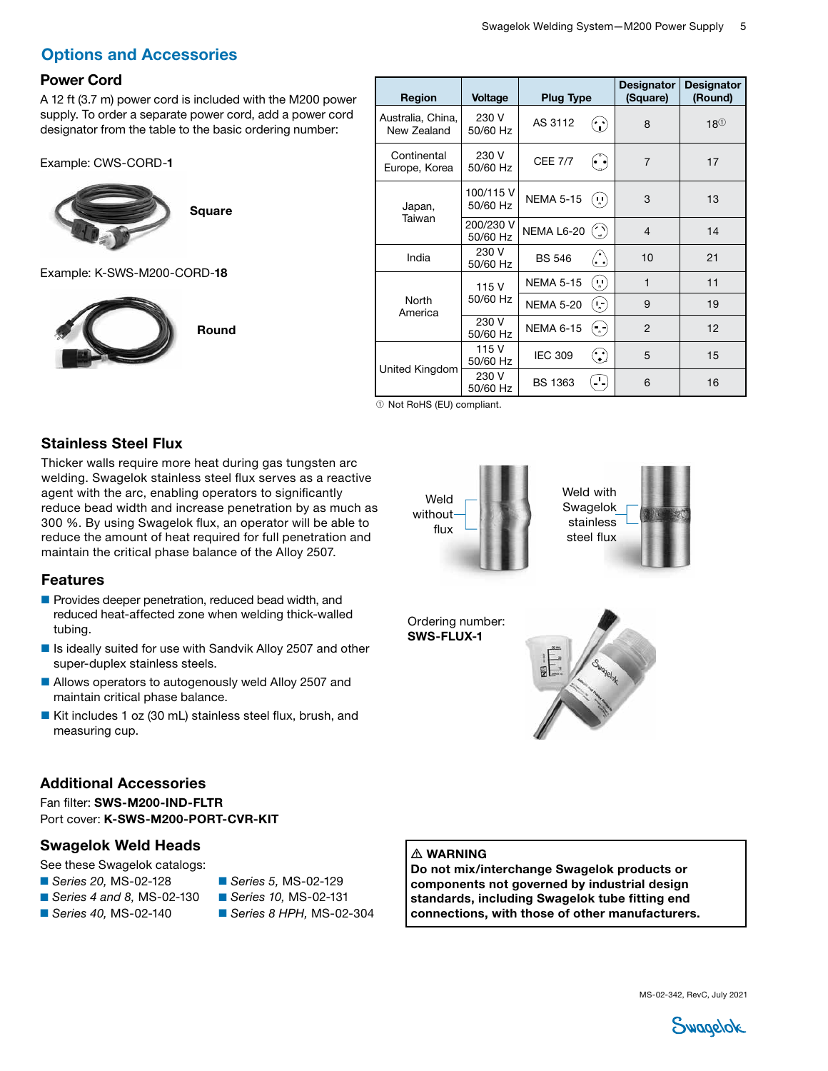## Options and Accessories

### Power Cord

A 12 ft (3.7 m) power cord is included with the M200 power supply. To order a separate power cord, add a power cord designator from the table to the basic ordering number:

Example: CWS-CORD-**1**

**Square**

Example: K-SWS-M200-CORD-**18**

**Round**

| Region | Voltage | Plug Type | Designator (Square) | Designator (Round) |
|---|---|---|---|---|
| Australia, China, New Zealand | 230 V 50/60 Hz | AS 3112 | 8 | 18① |
| Continental Europe, Korea | 230 V 50/60 Hz | CEE 7/7 | 7 | 17 |
| Japan, Taiwan | 100/115 V 50/60 Hz | NEMA 5-15 | 3 | 13 |
| | 200/230 V 50/60 Hz | NEMA L6-20 | 4 | 14 |
| India | 230 V 50/60 Hz | BS 546 | 10 | 21 |
| North America | 115 V 50/60 Hz | NEMA 5-15 | 1 | 11 |
| | | NEMA 5-20 | 9 | 19 |
| | 230 V 50/60 Hz | NEMA 6-15 | 2 | 12 |
| United Kingdom | 115 V 50/60 Hz | IEC 309 | 5 | 15 |
| | 230 V 50/60 Hz | BS 1363 | 6 | 16 |

① Not RoHS (EU) compliant.

### Stainless Steel Flux

Thicker walls require more heat during gas tungsten arc welding. Swagelok stainless steel flux serves as a reactive agent with the arc, enabling operators to significantly reduce bead width and increase penetration by as much as 300 %. By using Swagelok flux, an operator will be able to reduce the amount of heat required for full penetration and maintain the critical phase balance of the Alloy 2507.

Weld without flux

Weld with Swagelok stainless steel flux

### Features

- Provides deeper penetration, reduced bead width, and reduced heat-affected zone when welding thick-walled tubing.
- Is ideally suited for use with Sandvik Alloy 2507 and other super-duplex stainless steels.
- Allows operators to autogenously weld Alloy 2507 and maintain critical phase balance.
- Kit includes 1 oz (30 mL) stainless steel flux, brush, and measuring cup.

Ordering number:
**SWS-FLUX-1**

### Additional Accessories

Fan filter: **SWS-M200-IND-FLTR**
Port cover: **K-SWS-M200-PORT-CVR-KIT**

### Swagelok Weld Heads

See these Swagelok catalogs:

- *Series 20,* MS-02-128
- *Series 4 and 8,* MS-02-130
- *Series 40,* MS-02-140
- *Series 5,* MS-02-129
- *Series 10,* MS-02-131
- *Series 8 HPH,* MS-02-304

**⚠ WARNING**
**Do not mix/interchange Swagelok products or components not governed by industrial design standards, including Swagelok tube fitting end connections, with those of other manufacturers.**

MS-02-342, RevC, July 2021